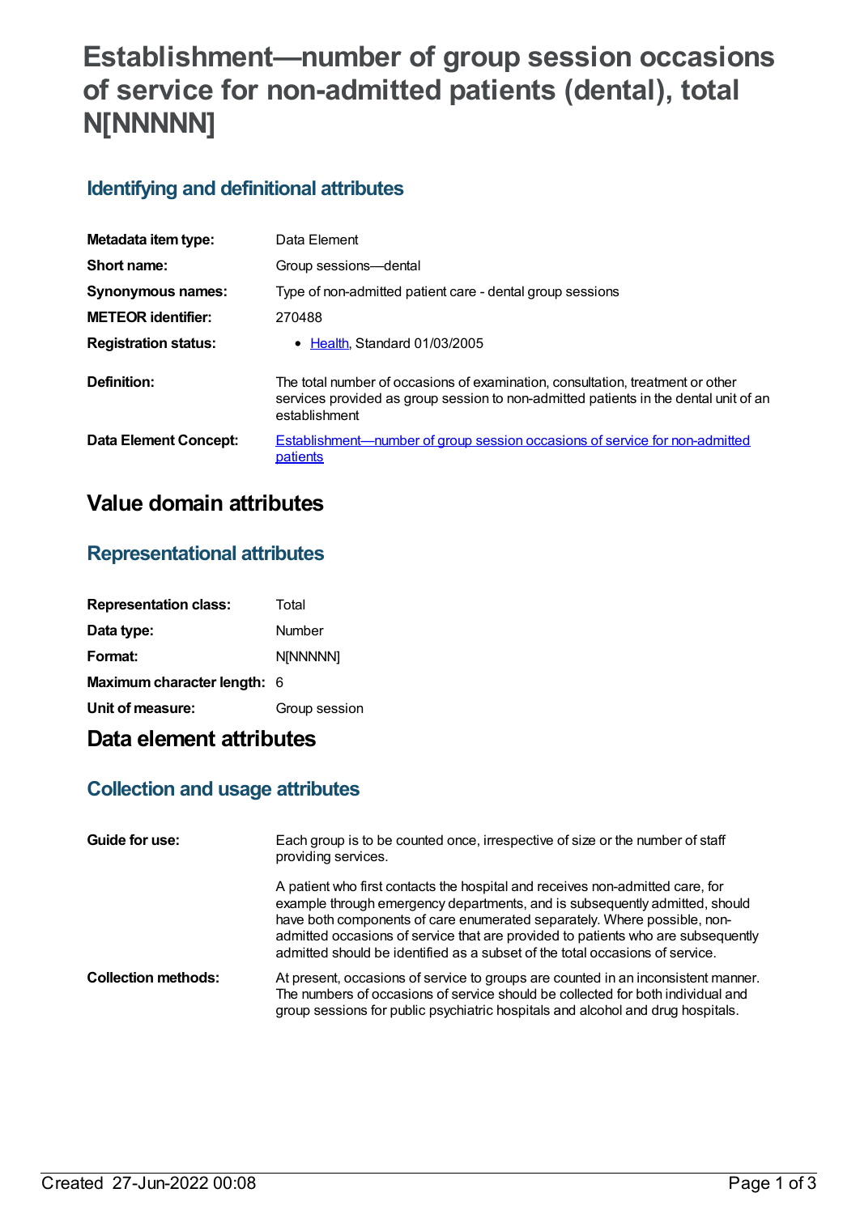# Establishment—number of group session occasions of service for non-admitted patients (dental), total N[NNNNN]

## Identifying and definitional attributes

| | |
|---|---|
| **Metadata item type:** | Data Element |
| **Short name:** | Group sessions—dental |
| **Synonymous names:** | Type of non-admitted patient care - dental group sessions |
| **METEOR identifier:** | 270488 |
| **Registration status:** | • Health, Standard 01/03/2005 |
| **Definition:** | The total number of occasions of examination, consultation, treatment or other services provided as group session to non-admitted patients in the dental unit of an establishment |
| **Data Element Concept:** | Establishment—number of group session occasions of service for non-admitted patients |

# Value domain attributes

## Representational attributes

| | |
|---|---|
| **Representation class:** | Total |
| **Data type:** | Number |
| **Format:** | N[NNNNN] |
| **Maximum character length:** | 6 |
| **Unit of measure:** | Group session |

# Data element attributes

## Collection and usage attributes

| | |
|---|---|
| **Guide for use:** | Each group is to be counted once, irrespective of size or the number of staff providing services.<br><br>A patient who first contacts the hospital and receives non-admitted care, for example through emergency departments, and is subsequently admitted, should have both components of care enumerated separately. Where possible, non-admitted occasions of service that are provided to patients who are subsequently admitted should be identified as a subset of the total occasions of service. |
| **Collection methods:** | At present, occasions of service to groups are counted in an inconsistent manner. The numbers of occasions of service should be collected for both individual and group sessions for public psychiatric hospitals and alcohol and drug hospitals. |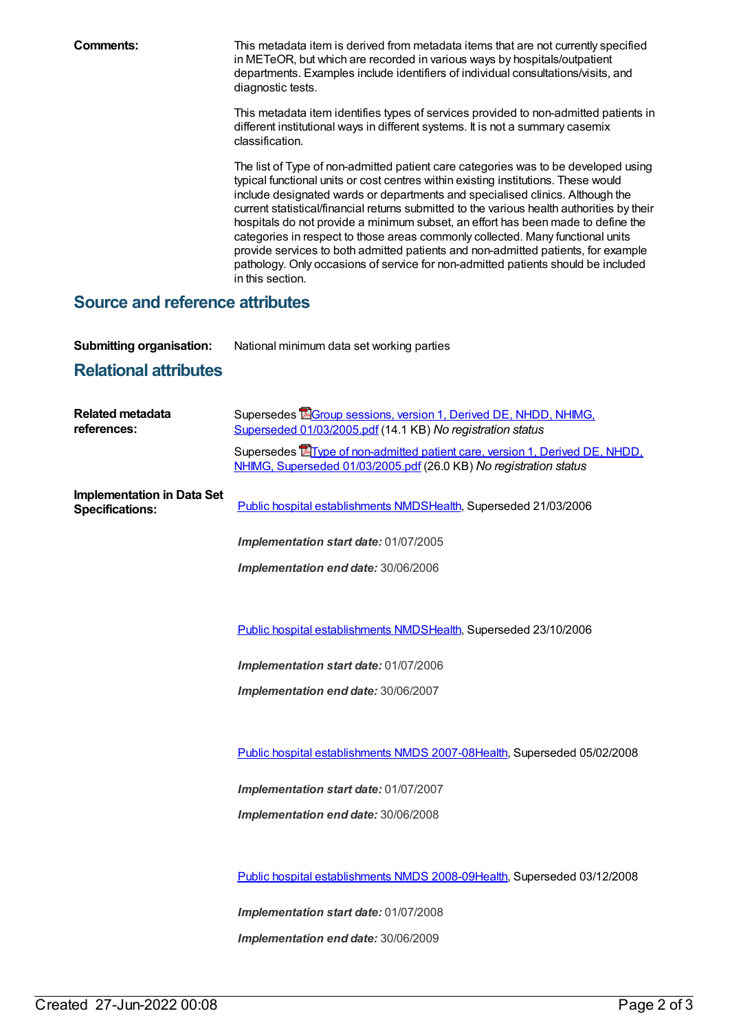**Comments:** This metadata item is derived from metadata items that are not currently specified in METeOR, but which are recorded in various ways by hospitals/outpatient departments. Examples include identifiers of individual consultations/visits, and diagnostic tests.

This metadata item identifies types of services provided to non-admitted patients in different institutional ways in different systems. It is not a summary casemix classification.

The list of Type of non-admitted patient care categories was to be developed using typical functional units or cost centres within existing institutions. These would include designated wards or departments and specialised clinics. Although the current statistical/financial returns submitted to the various health authorities by their hospitals do not provide a minimum subset, an effort has been made to define the categories in respect to those areas commonly collected. Many functional units provide services to both admitted patients and non-admitted patients, for example pathology. Only occasions of service for non-admitted patients should be included in this section.

## Source and reference attributes

**Submitting organisation:** National minimum data set working parties

## Relational attributes

**Related metadata references:**

Supersedes Group sessions, version 1, Derived DE, NHDD, NHIMG, Superseded 01/03/2005.pdf (14.1 KB) *No registration status*

Supersedes Type of non-admitted patient care, version 1, Derived DE, NHDD, NHIMG, Superseded 01/03/2005.pdf (26.0 KB) *No registration status*

**Implementation in Data Set Specifications:**

Public hospital establishments NMDSHealth, Superseded 21/03/2006

***Implementation start date:*** 01/07/2005

***Implementation end date:*** 30/06/2006

Public hospital establishments NMDSHealth, Superseded 23/10/2006

***Implementation start date:*** 01/07/2006

***Implementation end date:*** 30/06/2007

Public hospital establishments NMDS 2007-08Health, Superseded 05/02/2008

***Implementation start date:*** 01/07/2007

***Implementation end date:*** 30/06/2008

Public hospital establishments NMDS 2008-09Health, Superseded 03/12/2008

***Implementation start date:*** 01/07/2008

***Implementation end date:*** 30/06/2009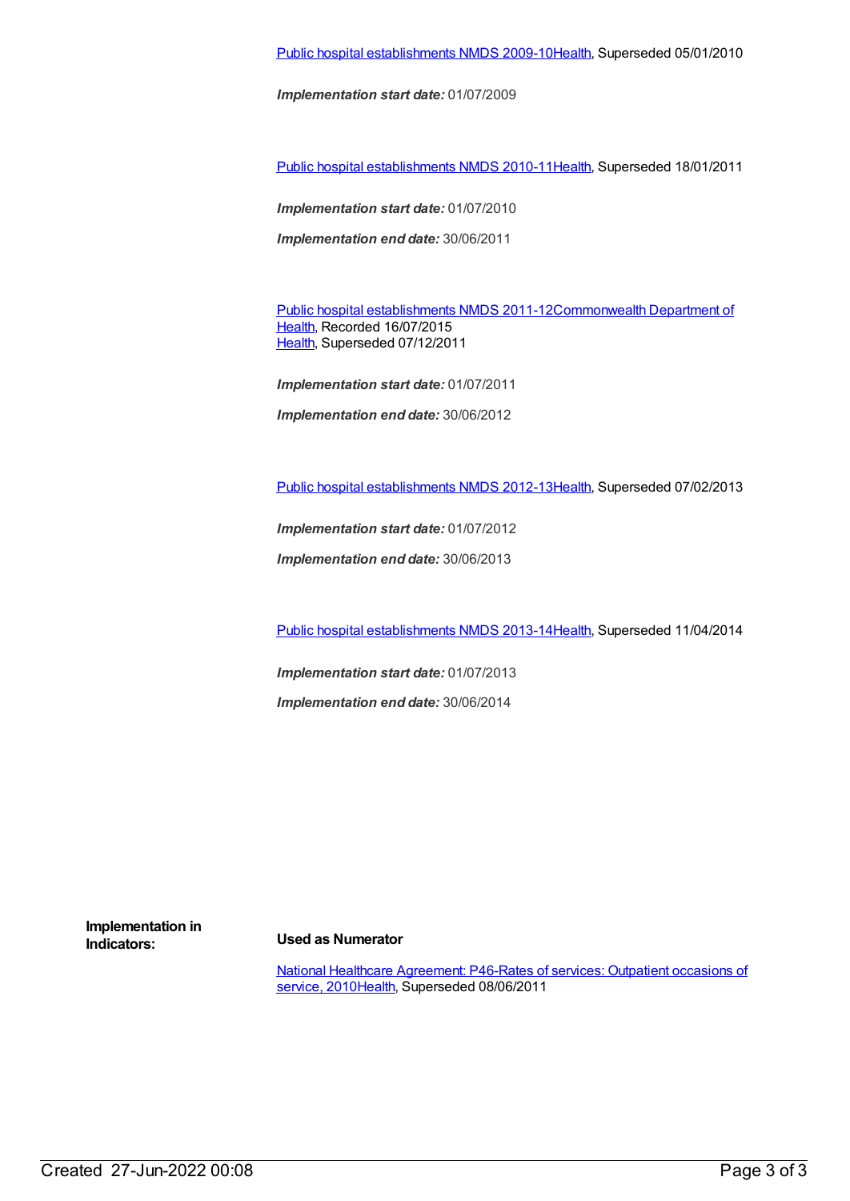Public hospital establishments NMDS 2009-10Health, Superseded 05/01/2010

***Implementation start date:*** 01/07/2009

Public hospital establishments NMDS 2010-11Health, Superseded 18/01/2011

***Implementation start date:*** 01/07/2010

***Implementation end date:*** 30/06/2011

Public hospital establishments NMDS 2011-12Commonwealth Department of Health, Recorded 16/07/2015
Health, Superseded 07/12/2011

***Implementation start date:*** 01/07/2011

***Implementation end date:*** 30/06/2012

Public hospital establishments NMDS 2012-13Health, Superseded 07/02/2013

***Implementation start date:*** 01/07/2012

***Implementation end date:*** 30/06/2013

Public hospital establishments NMDS 2013-14Health, Superseded 11/04/2014

***Implementation start date:*** 01/07/2013

***Implementation end date:*** 30/06/2014

**Implementation in Indicators:**

**Used as Numerator**

National Healthcare Agreement: P46-Rates of services: Outpatient occasions of service, 2010Health, Superseded 08/06/2011